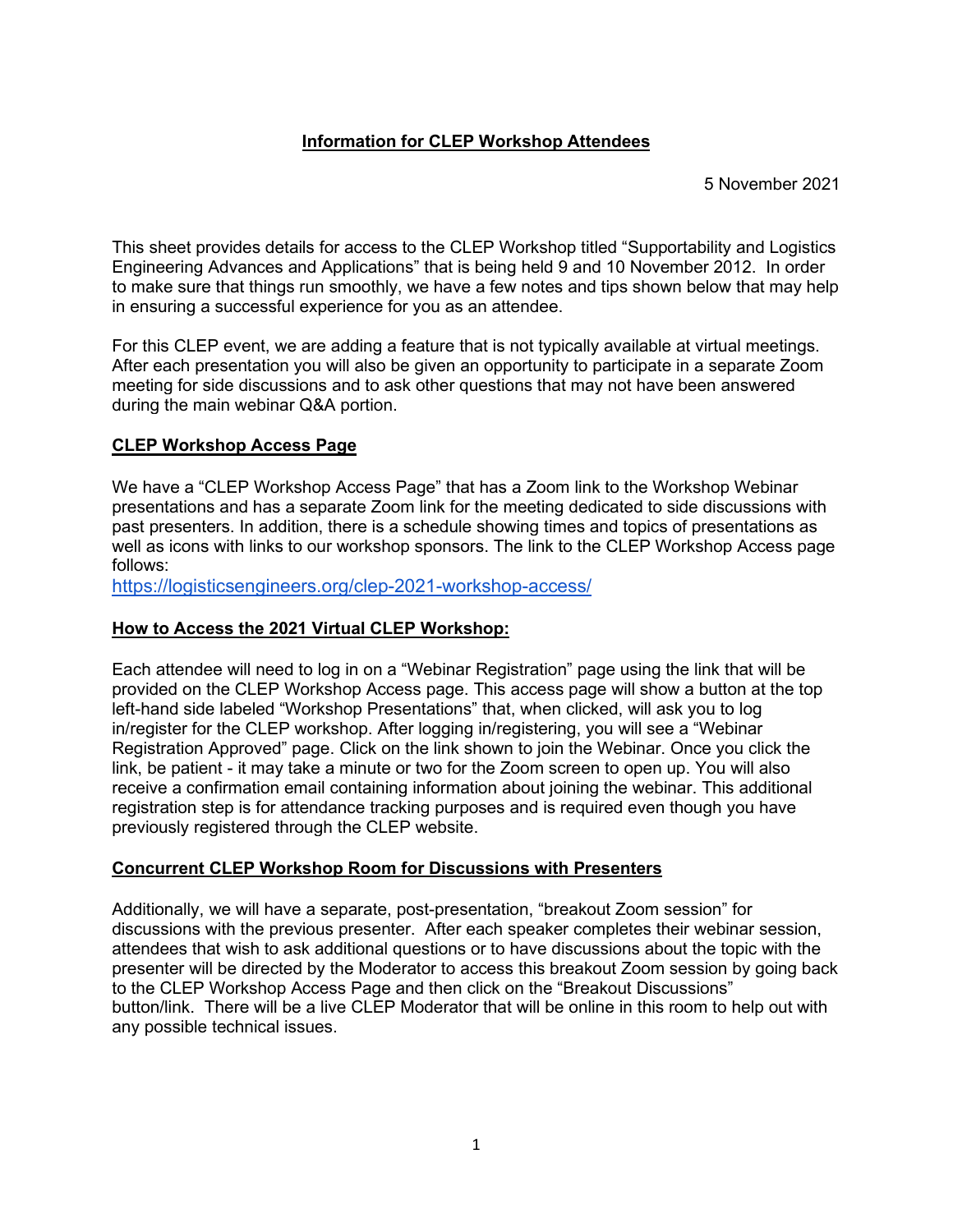# Information for CLEP Workshop Attendees

5 November 2021

This sheet provides details for access to the CLEP Workshop titled "Supportability and Logistics Engineering Advances and Applications" that is being held 9 and 10 November 2012. In order to make sure that things run smoothly, we have a few notes and tips shown below that may help in ensuring a successful experience for you as an attendee.

For this CLEP event, we are adding a feature that is not typically available at virtual meetings. After each presentation you will also be given an opportunity to participate in a separate Zoom meeting for side discussions and to ask other questions that may not have been answered during the main webinar Q&A portion.

## CLEP Workshop Access Page

We have a "CLEP Workshop Access Page" that has a Zoom link to the Workshop Webinar presentations and has a separate Zoom link for the meeting dedicated to side discussions with past presenters. In addition, there is a schedule showing times and topics of presentations as well as icons with links to our workshop sponsors. The link to the CLEP Workshop Access page follows:
https://logisticsengineers.org/clep-2021-workshop-access/

## How to Access the 2021 Virtual CLEP Workshop:

Each attendee will need to log in on a "Webinar Registration" page using the link that will be provided on the CLEP Workshop Access page. This access page will show a button at the top left-hand side labeled "Workshop Presentations" that, when clicked, will ask you to log in/register for the CLEP workshop. After logging in/registering, you will see a "Webinar Registration Approved" page. Click on the link shown to join the Webinar. Once you click the link, be patient - it may take a minute or two for the Zoom screen to open up. You will also receive a confirmation email containing information about joining the webinar. This additional registration step is for attendance tracking purposes and is required even though you have previously registered through the CLEP website.

## Concurrent CLEP Workshop Room for Discussions with Presenters

Additionally, we will have a separate, post-presentation, "breakout Zoom session" for discussions with the previous presenter. After each speaker completes their webinar session, attendees that wish to ask additional questions or to have discussions about the topic with the presenter will be directed by the Moderator to access this breakout Zoom session by going back to the CLEP Workshop Access Page and then click on the "Breakout Discussions" button/link. There will be a live CLEP Moderator that will be online in this room to help out with any possible technical issues.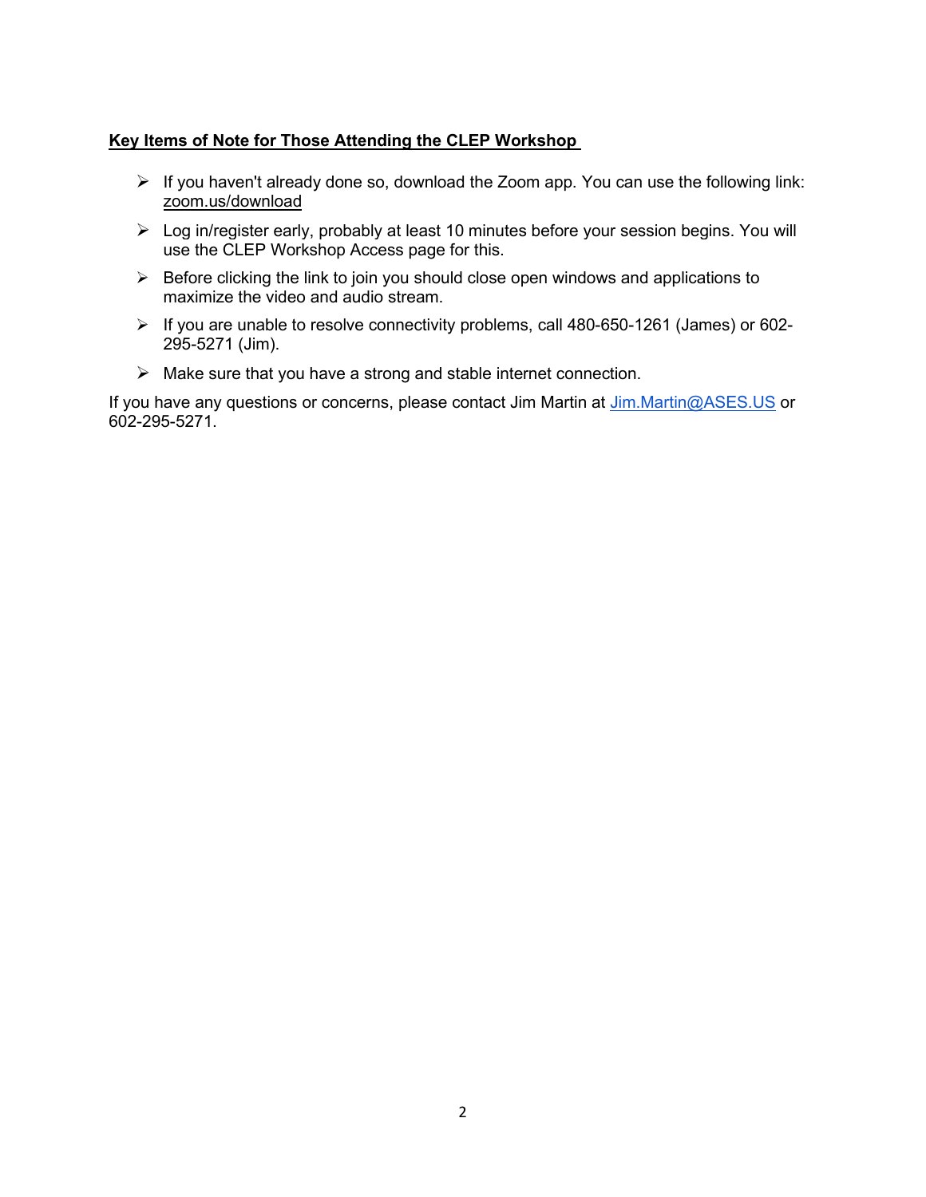**Key Items of Note for Those Attending the CLEP Workshop**

- If you haven't already done so, download the Zoom app. You can use the following link: zoom.us/download
- Log in/register early, probably at least 10 minutes before your session begins. You will use the CLEP Workshop Access page for this.
- Before clicking the link to join you should close open windows and applications to maximize the video and audio stream.
- If you are unable to resolve connectivity problems, call 480-650-1261 (James) or 602-295-5271 (Jim).
- Make sure that you have a strong and stable internet connection.

If you have any questions or concerns, please contact Jim Martin at Jim.Martin@ASES.US or 602-295-5271.